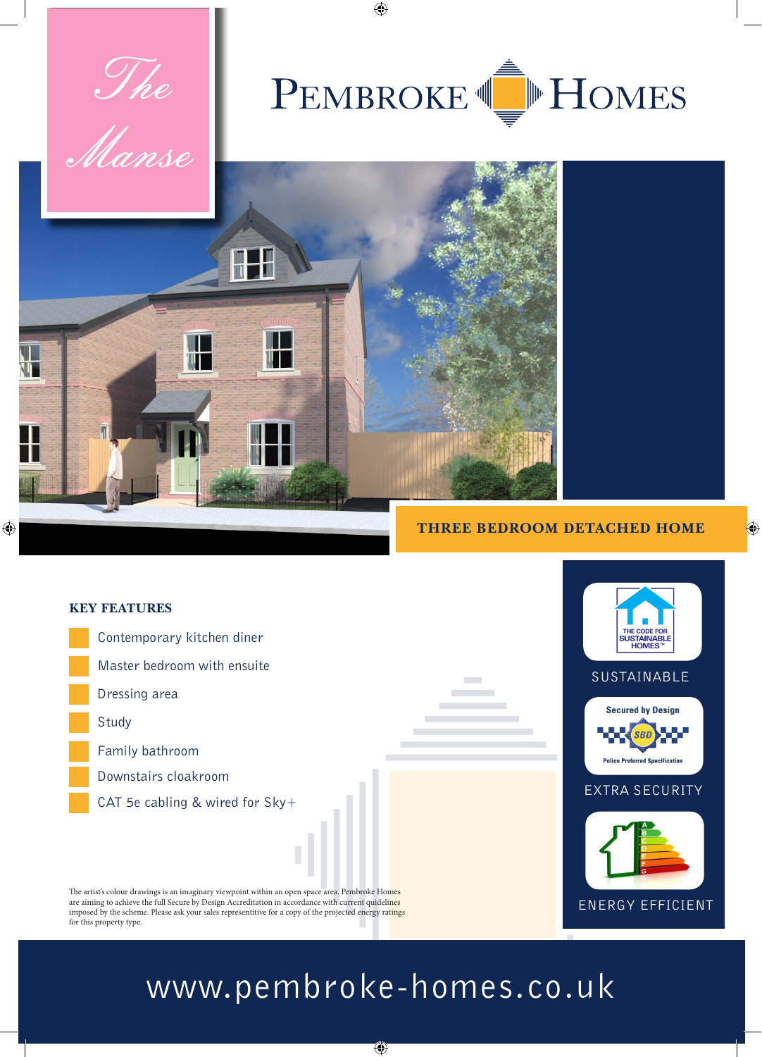# The Manse

# PEMBROKE HOMES

## THREE BEDROOM DETACHED HOME

### KEY FEATURES

- Contemporary kitchen diner
- Master bedroom with ensuite
- Dressing area
- Study
- Family bathroom
- Downstairs cloakroom
- CAT 5e cabling & wired for Sky+

THE CODE FOR SUSTAINABLE HOMES™

SUSTAINABLE

Secured by Design

SBD

Police Preferred Specification

EXTRA SECURITY

ENERGY EFFICIENT

The artist's colour drawings is an imaginary viewpoint within an open space area. Pembroke Homes are aiming to achieve the full Secure by Design Accreditation in accordance with current quidelines imposed by the scheme. Please ask your sales representitive for a copy of the projected energy ratings for this property type.

www.pembroke-homes.co.uk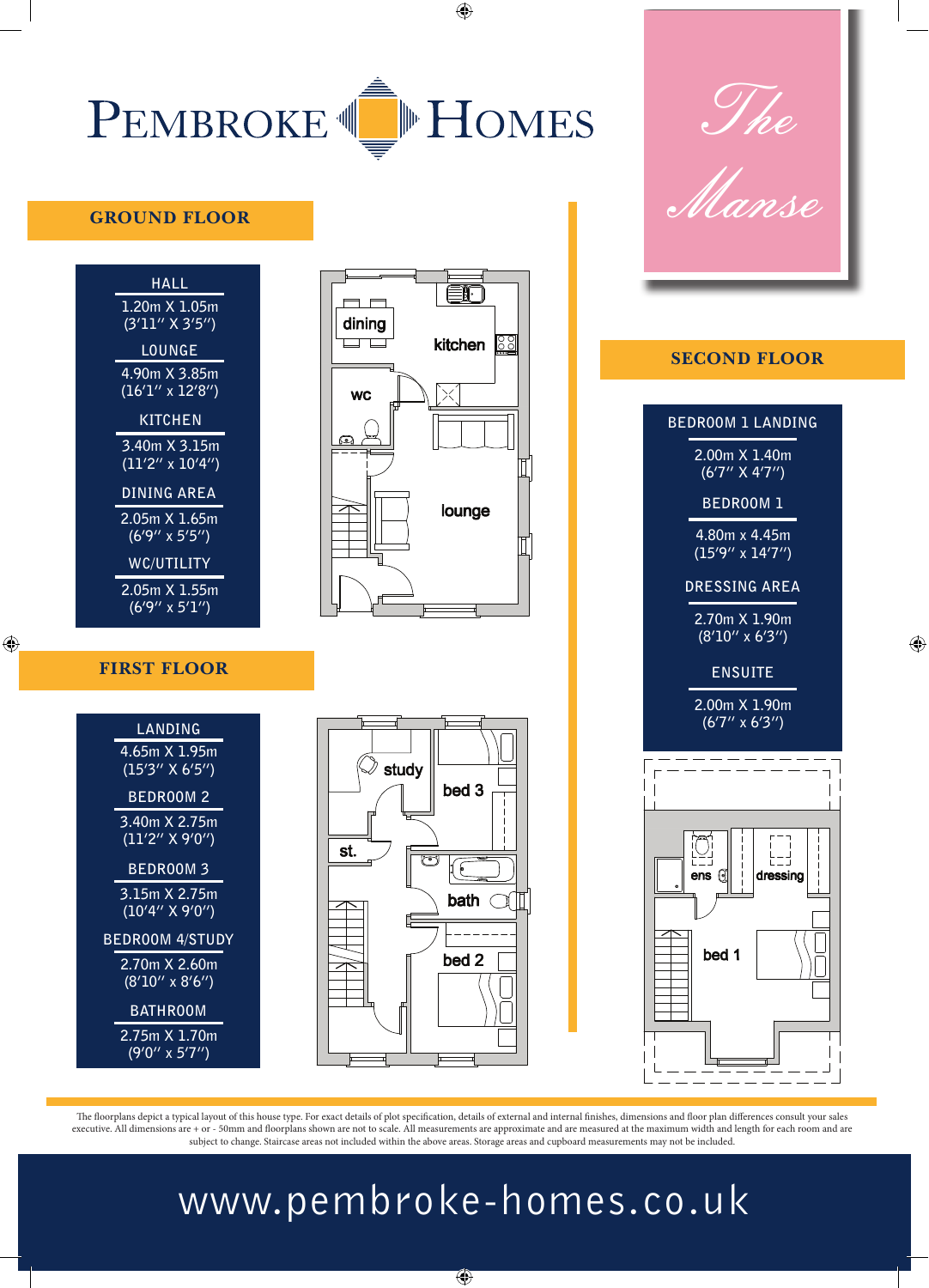# PEMBROKE HOMES

*The Manse*

## GROUND FLOOR

| | |
|---|---|
| HALL | 1.20m X 1.05m (3'11" X 3'5") |
| LOUNGE | 4.90m X 3.85m (16'1" x 12'8") |
| KITCHEN | 3.40m X 3.15m (11'2" x 10'4") |
| DINING AREA | 2.05m X 1.65m (6'9" x 5'5") |
| WC/UTILITY | 2.05m X 1.55m (6'9" x 5'1") |

dining
kitchen
wc
lounge

## FIRST FLOOR

| | |
|---|---|
| LANDING | 4.65m X 1.95m (15'3" X 6'5") |
| BEDROOM 2 | 3.40m X 2.75m (11'2" X 9'0") |
| BEDROOM 3 | 3.15m X 2.75m (10'4" X 9'0") |
| BEDROOM 4/STUDY | 2.70m X 2.60m (8'10" x 8'6") |
| BATHROOM | 2.75m X 1.70m (9'0" x 5'7") |

study
bed 3
st.
bath
bed 2

## SECOND FLOOR

| | |
|---|---|
| BEDROOM 1 LANDING | 2.00m X 1.40m (6'7" X 4'7") |
| BEDROOM 1 | 4.80m x 4.45m (15'9" x 14'7") |
| DRESSING AREA | 2.70m X 1.90m (8'10" x 6'3") |
| ENSUITE | 2.00m X 1.90m (6'7" x 6'3") |

ens
dressing
bed 1

The floorplans depict a typical layout of this house type. For exact details of plot specification, details of external and internal finishes, dimensions and floor plan differences consult your sales executive. All dimensions are + or - 50mm and floorplans shown are not to scale. All measurements are approximate and are measured at the maximum width and length for each room and are subject to change. Staircase areas not included within the above areas. Storage areas and cupboard measurements may not be included.

www.pembroke-homes.co.uk